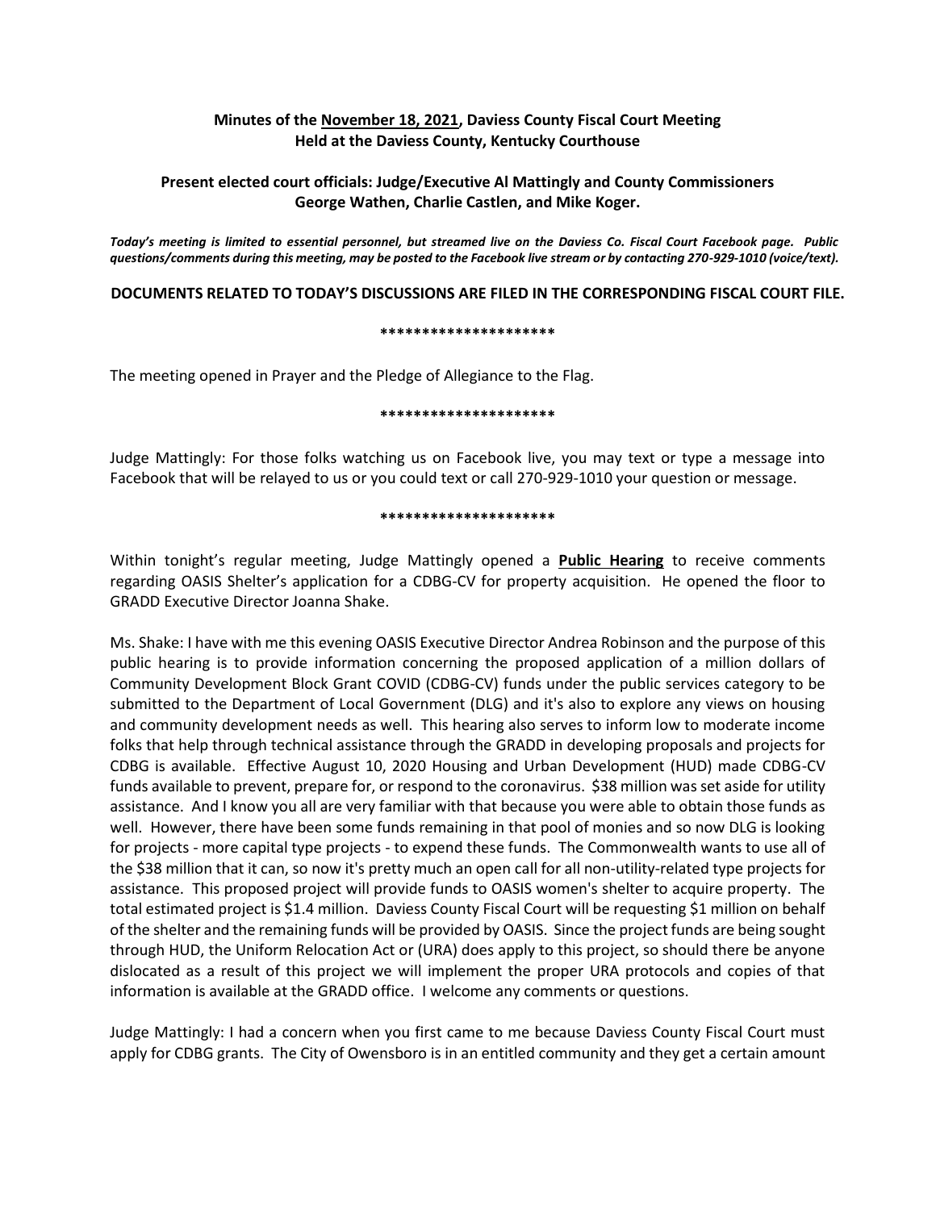**Minutes of the November 18, 2021, Daviess County Fiscal Court Meeting**
**Held at the Daviess County, Kentucky Courthouse**

**Present elected court officials: Judge/Executive Al Mattingly and County Commissioners George Wathen, Charlie Castlen, and Mike Koger.**

***Today's meeting is limited to essential personnel, but streamed live on the Daviess Co. Fiscal Court Facebook page. Public questions/comments during this meeting, may be posted to the Facebook live stream or by contacting 270-929-1010 (voice/text).***

**DOCUMENTS RELATED TO TODAY'S DISCUSSIONS ARE FILED IN THE CORRESPONDING FISCAL COURT FILE.**

**********************

The meeting opened in Prayer and the Pledge of Allegiance to the Flag.

**********************

Judge Mattingly: For those folks watching us on Facebook live, you may text or type a message into Facebook that will be relayed to us or you could text or call 270-929-1010 your question or message.

**********************

Within tonight's regular meeting, Judge Mattingly opened a **Public Hearing** to receive comments regarding OASIS Shelter's application for a CDBG-CV for property acquisition. He opened the floor to GRADD Executive Director Joanna Shake.

Ms. Shake: I have with me this evening OASIS Executive Director Andrea Robinson and the purpose of this public hearing is to provide information concerning the proposed application of a million dollars of Community Development Block Grant COVID (CDBG-CV) funds under the public services category to be submitted to the Department of Local Government (DLG) and it's also to explore any views on housing and community development needs as well. This hearing also serves to inform low to moderate income folks that help through technical assistance through the GRADD in developing proposals and projects for CDBG is available. Effective August 10, 2020 Housing and Urban Development (HUD) made CDBG-CV funds available to prevent, prepare for, or respond to the coronavirus. $38 million was set aside for utility assistance. And I know you all are very familiar with that because you were able to obtain those funds as well. However, there have been some funds remaining in that pool of monies and so now DLG is looking for projects - more capital type projects - to expend these funds. The Commonwealth wants to use all of the $38 million that it can, so now it's pretty much an open call for all non-utility-related type projects for assistance. This proposed project will provide funds to OASIS women's shelter to acquire property. The total estimated project is $1.4 million. Daviess County Fiscal Court will be requesting $1 million on behalf of the shelter and the remaining funds will be provided by OASIS. Since the project funds are being sought through HUD, the Uniform Relocation Act or (URA) does apply to this project, so should there be anyone dislocated as a result of this project we will implement the proper URA protocols and copies of that information is available at the GRADD office. I welcome any comments or questions.

Judge Mattingly: I had a concern when you first came to me because Daviess County Fiscal Court must apply for CDBG grants. The City of Owensboro is in an entitled community and they get a certain amount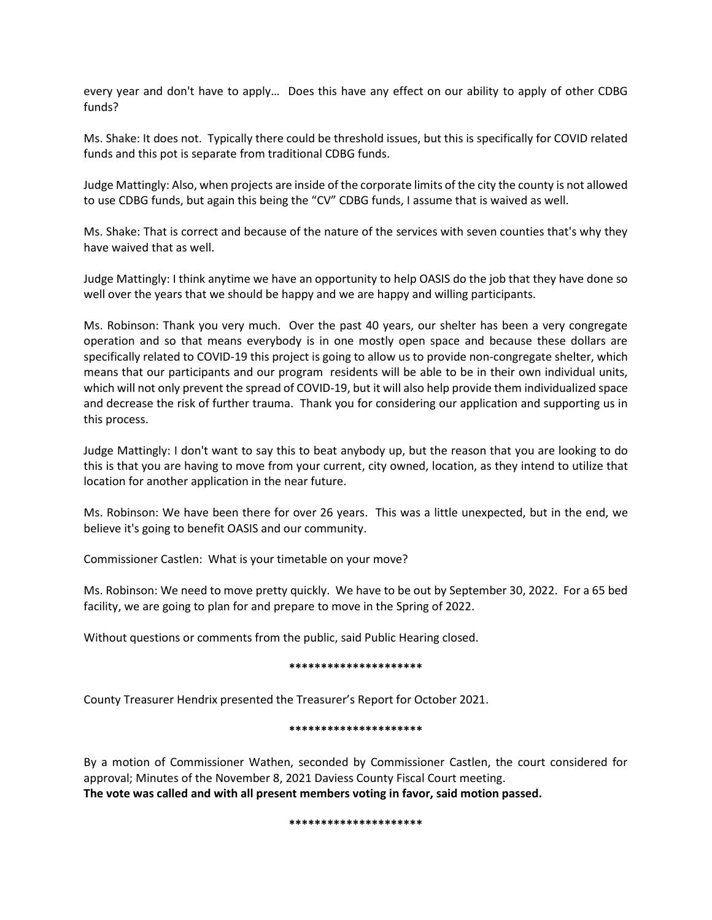every year and don't have to apply… Does this have any effect on our ability to apply of other CDBG funds?

Ms. Shake: It does not. Typically there could be threshold issues, but this is specifically for COVID related funds and this pot is separate from traditional CDBG funds.

Judge Mattingly: Also, when projects are inside of the corporate limits of the city the county is not allowed to use CDBG funds, but again this being the "CV" CDBG funds, I assume that is waived as well.

Ms. Shake: That is correct and because of the nature of the services with seven counties that's why they have waived that as well.

Judge Mattingly: I think anytime we have an opportunity to help OASIS do the job that they have done so well over the years that we should be happy and we are happy and willing participants.

Ms. Robinson: Thank you very much. Over the past 40 years, our shelter has been a very congregate operation and so that means everybody is in one mostly open space and because these dollars are specifically related to COVID-19 this project is going to allow us to provide non-congregate shelter, which means that our participants and our program residents will be able to be in their own individual units, which will not only prevent the spread of COVID-19, but it will also help provide them individualized space and decrease the risk of further trauma. Thank you for considering our application and supporting us in this process.

Judge Mattingly: I don't want to say this to beat anybody up, but the reason that you are looking to do this is that you are having to move from your current, city owned, location, as they intend to utilize that location for another application in the near future.

Ms. Robinson: We have been there for over 26 years. This was a little unexpected, but in the end, we believe it's going to benefit OASIS and our community.

Commissioner Castlen: What is your timetable on your move?

Ms. Robinson: We need to move pretty quickly. We have to be out by September 30, 2022. For a 65 bed facility, we are going to plan for and prepare to move in the Spring of 2022.

Without questions or comments from the public, said Public Hearing closed.

*********************

County Treasurer Hendrix presented the Treasurer's Report for October 2021.

*********************

By a motion of Commissioner Wathen, seconded by Commissioner Castlen, the court considered for approval; Minutes of the November 8, 2021 Daviess County Fiscal Court meeting.
**The vote was called and with all present members voting in favor, said motion passed.**

*********************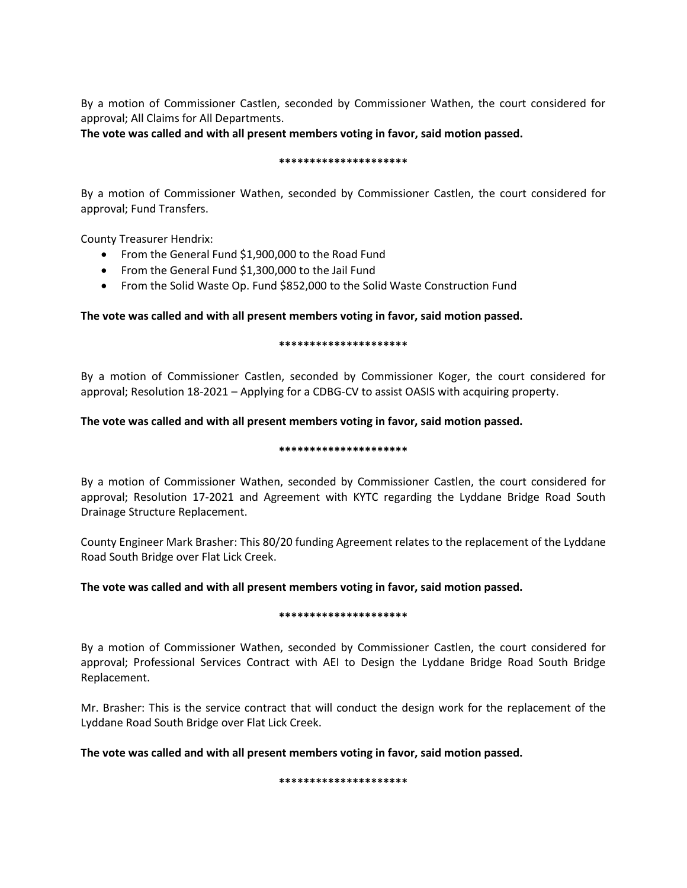By a motion of Commissioner Castlen, seconded by Commissioner Wathen, the court considered for approval; All Claims for All Departments.

**The vote was called and with all present members voting in favor, said motion passed.**

**********************

By a motion of Commissioner Wathen, seconded by Commissioner Castlen, the court considered for approval; Fund Transfers.

County Treasurer Hendrix:

- From the General Fund $1,900,000 to the Road Fund
- From the General Fund $1,300,000 to the Jail Fund
- From the Solid Waste Op. Fund $852,000 to the Solid Waste Construction Fund

**The vote was called and with all present members voting in favor, said motion passed.**

**********************

By a motion of Commissioner Castlen, seconded by Commissioner Koger, the court considered for approval; Resolution 18-2021 – Applying for a CDBG-CV to assist OASIS with acquiring property.

**The vote was called and with all present members voting in favor, said motion passed.**

**********************

By a motion of Commissioner Wathen, seconded by Commissioner Castlen, the court considered for approval; Resolution 17-2021 and Agreement with KYTC regarding the Lyddane Bridge Road South Drainage Structure Replacement.

County Engineer Mark Brasher: This 80/20 funding Agreement relates to the replacement of the Lyddane Road South Bridge over Flat Lick Creek.

**The vote was called and with all present members voting in favor, said motion passed.**

**********************

By a motion of Commissioner Wathen, seconded by Commissioner Castlen, the court considered for approval; Professional Services Contract with AEI to Design the Lyddane Bridge Road South Bridge Replacement.

Mr. Brasher: This is the service contract that will conduct the design work for the replacement of the Lyddane Road South Bridge over Flat Lick Creek.

**The vote was called and with all present members voting in favor, said motion passed.**

**********************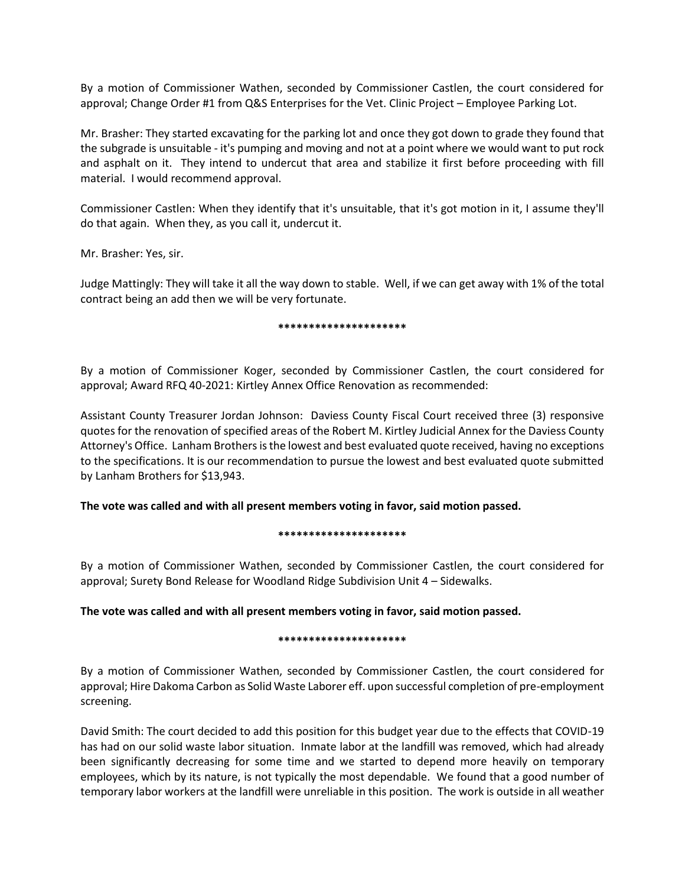By a motion of Commissioner Wathen, seconded by Commissioner Castlen, the court considered for approval; Change Order #1 from Q&S Enterprises for the Vet. Clinic Project – Employee Parking Lot.

Mr. Brasher: They started excavating for the parking lot and once they got down to grade they found that the subgrade is unsuitable - it's pumping and moving and not at a point where we would want to put rock and asphalt on it. They intend to undercut that area and stabilize it first before proceeding with fill material. I would recommend approval.

Commissioner Castlen: When they identify that it's unsuitable, that it's got motion in it, I assume they'll do that again. When they, as you call it, undercut it.

Mr. Brasher: Yes, sir.

Judge Mattingly: They will take it all the way down to stable. Well, if we can get away with 1% of the total contract being an add then we will be very fortunate.

*********************

By a motion of Commissioner Koger, seconded by Commissioner Castlen, the court considered for approval; Award RFQ 40-2021: Kirtley Annex Office Renovation as recommended:

Assistant County Treasurer Jordan Johnson: Daviess County Fiscal Court received three (3) responsive quotes for the renovation of specified areas of the Robert M. Kirtley Judicial Annex for the Daviess County Attorney's Office. Lanham Brothers is the lowest and best evaluated quote received, having no exceptions to the specifications. It is our recommendation to pursue the lowest and best evaluated quote submitted by Lanham Brothers for $13,943.

**The vote was called and with all present members voting in favor, said motion passed.**

*********************

By a motion of Commissioner Wathen, seconded by Commissioner Castlen, the court considered for approval; Surety Bond Release for Woodland Ridge Subdivision Unit 4 – Sidewalks.

**The vote was called and with all present members voting in favor, said motion passed.**

*********************

By a motion of Commissioner Wathen, seconded by Commissioner Castlen, the court considered for approval; Hire Dakoma Carbon as Solid Waste Laborer eff. upon successful completion of pre-employment screening.

David Smith: The court decided to add this position for this budget year due to the effects that COVID-19 has had on our solid waste labor situation. Inmate labor at the landfill was removed, which had already been significantly decreasing for some time and we started to depend more heavily on temporary employees, which by its nature, is not typically the most dependable. We found that a good number of temporary labor workers at the landfill were unreliable in this position. The work is outside in all weather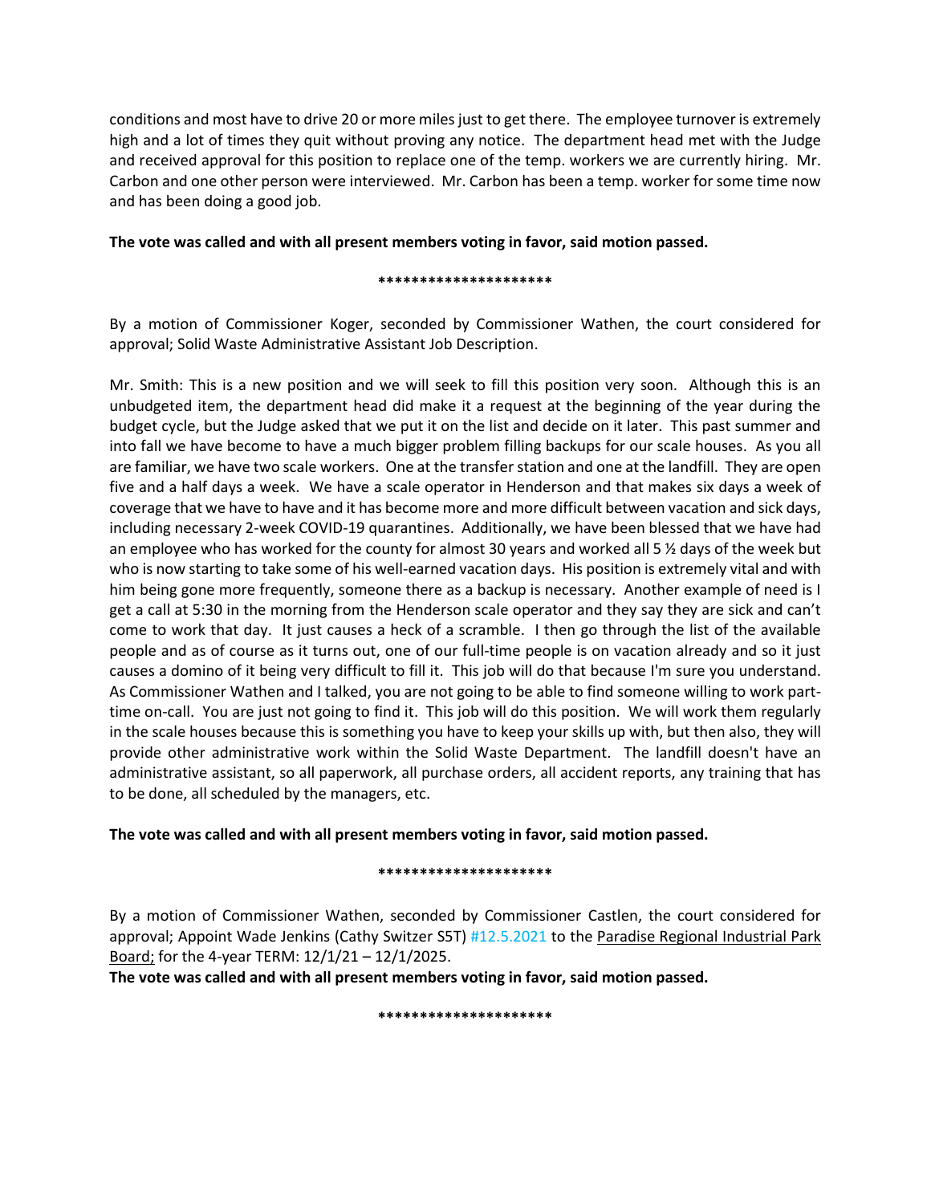conditions and most have to drive 20 or more miles just to get there. The employee turnover is extremely high and a lot of times they quit without proving any notice. The department head met with the Judge and received approval for this position to replace one of the temp. workers we are currently hiring. Mr. Carbon and one other person were interviewed. Mr. Carbon has been a temp. worker for some time now and has been doing a good job.

**The vote was called and with all present members voting in favor, said motion passed.**

**********************

By a motion of Commissioner Koger, seconded by Commissioner Wathen, the court considered for approval; Solid Waste Administrative Assistant Job Description.

Mr. Smith: This is a new position and we will seek to fill this position very soon. Although this is an unbudgeted item, the department head did make it a request at the beginning of the year during the budget cycle, but the Judge asked that we put it on the list and decide on it later. This past summer and into fall we have become to have a much bigger problem filling backups for our scale houses. As you all are familiar, we have two scale workers. One at the transfer station and one at the landfill. They are open five and a half days a week. We have a scale operator in Henderson and that makes six days a week of coverage that we have to have and it has become more and more difficult between vacation and sick days, including necessary 2-week COVID-19 quarantines. Additionally, we have been blessed that we have had an employee who has worked for the county for almost 30 years and worked all 5 ½ days of the week but who is now starting to take some of his well-earned vacation days. His position is extremely vital and with him being gone more frequently, someone there as a backup is necessary. Another example of need is I get a call at 5:30 in the morning from the Henderson scale operator and they say they are sick and can't come to work that day. It just causes a heck of a scramble. I then go through the list of the available people and as of course as it turns out, one of our full-time people is on vacation already and so it just causes a domino of it being very difficult to fill it. This job will do that because I'm sure you understand. As Commissioner Wathen and I talked, you are not going to be able to find someone willing to work part-time on-call. You are just not going to find it. This job will do this position. We will work them regularly in the scale houses because this is something you have to keep your skills up with, but then also, they will provide other administrative work within the Solid Waste Department. The landfill doesn't have an administrative assistant, so all paperwork, all purchase orders, all accident reports, any training that has to be done, all scheduled by the managers, etc.

**The vote was called and with all present members voting in favor, said motion passed.**

**********************

By a motion of Commissioner Wathen, seconded by Commissioner Castlen, the court considered for approval; Appoint Wade Jenkins (Cathy Switzer S5T) #12.5.2021 to the Paradise Regional Industrial Park Board; for the 4-year TERM: 12/1/21 – 12/1/2025.

**The vote was called and with all present members voting in favor, said motion passed.**

**********************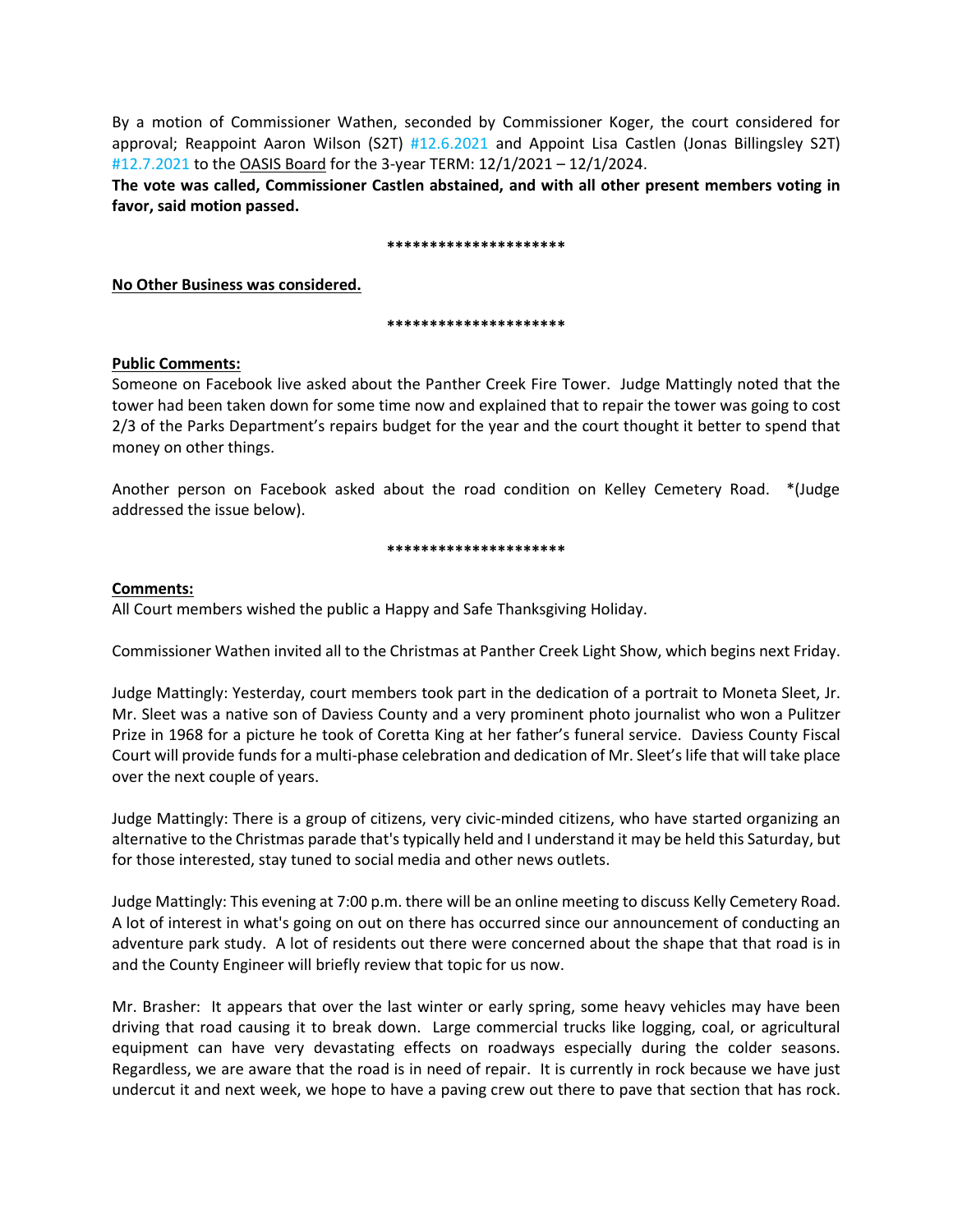By a motion of Commissioner Wathen, seconded by Commissioner Koger, the court considered for approval; Reappoint Aaron Wilson (S2T) #12.6.2021 and Appoint Lisa Castlen (Jonas Billingsley S2T) #12.7.2021 to the OASIS Board for the 3-year TERM: 12/1/2021 – 12/1/2024.

**The vote was called, Commissioner Castlen abstained, and with all other present members voting in favor, said motion passed.**

**********************

**No Other Business was considered.**

**********************

**Public Comments:**

Someone on Facebook live asked about the Panther Creek Fire Tower. Judge Mattingly noted that the tower had been taken down for some time now and explained that to repair the tower was going to cost 2/3 of the Parks Department's repairs budget for the year and the court thought it better to spend that money on other things.

Another person on Facebook asked about the road condition on Kelley Cemetery Road. *(Judge addressed the issue below).

**********************

**Comments:**

All Court members wished the public a Happy and Safe Thanksgiving Holiday.

Commissioner Wathen invited all to the Christmas at Panther Creek Light Show, which begins next Friday.

Judge Mattingly: Yesterday, court members took part in the dedication of a portrait to Moneta Sleet, Jr. Mr. Sleet was a native son of Daviess County and a very prominent photo journalist who won a Pulitzer Prize in 1968 for a picture he took of Coretta King at her father's funeral service. Daviess County Fiscal Court will provide funds for a multi-phase celebration and dedication of Mr. Sleet's life that will take place over the next couple of years.

Judge Mattingly: There is a group of citizens, very civic-minded citizens, who have started organizing an alternative to the Christmas parade that's typically held and I understand it may be held this Saturday, but for those interested, stay tuned to social media and other news outlets.

Judge Mattingly: This evening at 7:00 p.m. there will be an online meeting to discuss Kelly Cemetery Road. A lot of interest in what's going on out on there has occurred since our announcement of conducting an adventure park study. A lot of residents out there were concerned about the shape that that road is in and the County Engineer will briefly review that topic for us now.

Mr. Brasher: It appears that over the last winter or early spring, some heavy vehicles may have been driving that road causing it to break down. Large commercial trucks like logging, coal, or agricultural equipment can have very devastating effects on roadways especially during the colder seasons. Regardless, we are aware that the road is in need of repair. It is currently in rock because we have just undercut it and next week, we hope to have a paving crew out there to pave that section that has rock.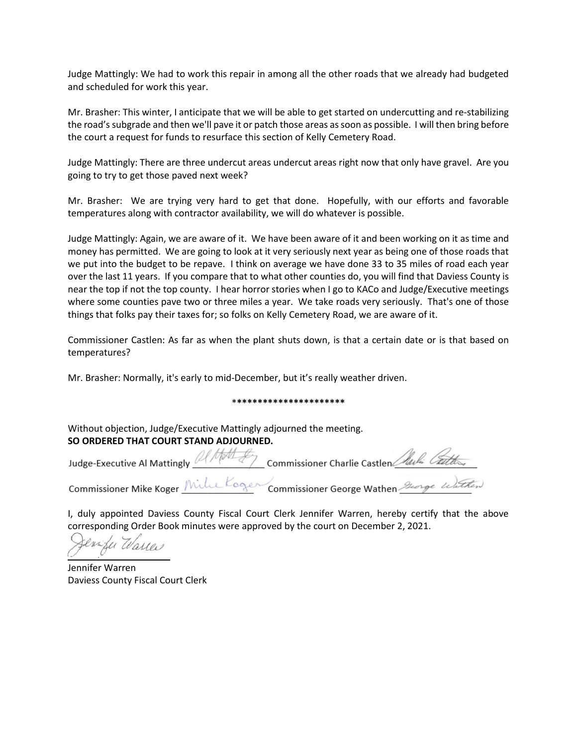Judge Mattingly: We had to work this repair in among all the other roads that we already had budgeted and scheduled for work this year.

Mr. Brasher: This winter, I anticipate that we will be able to get started on undercutting and re-stabilizing the road's subgrade and then we'll pave it or patch those areas as soon as possible. I will then bring before the court a request for funds to resurface this section of Kelly Cemetery Road.

Judge Mattingly: There are three undercut areas undercut areas right now that only have gravel. Are you going to try to get those paved next week?

Mr. Brasher: We are trying very hard to get that done. Hopefully, with our efforts and favorable temperatures along with contractor availability, we will do whatever is possible.

Judge Mattingly: Again, we are aware of it. We have been aware of it and been working on it as time and money has permitted. We are going to look at it very seriously next year as being one of those roads that we put into the budget to be repave. I think on average we have done 33 to 35 miles of road each year over the last 11 years. If you compare that to what other counties do, you will find that Daviess County is near the top if not the top county. I hear horror stories when I go to KACo and Judge/Executive meetings where some counties pave two or three miles a year. We take roads very seriously. That's one of those things that folks pay their taxes for; so folks on Kelly Cemetery Road, we are aware of it.

Commissioner Castlen: As far as when the plant shuts down, is that a certain date or is that based on temperatures?

Mr. Brasher: Normally, it's early to mid-December, but it's really weather driven.

**********************

Without objection, Judge/Executive Mattingly adjourned the meeting.

**SO ORDERED THAT COURT STAND ADJOURNED.**

Judge-Executive Al Mattingly ______________ Commissioner Charlie Castlen______________

Commissioner Mike Koger ______________ Commissioner George Wathen______________

I, duly appointed Daviess County Fiscal Court Clerk Jennifer Warren, hereby certify that the above corresponding Order Book minutes were approved by the court on December 2, 2021.

______________

Jennifer Warren

Daviess County Fiscal Court Clerk